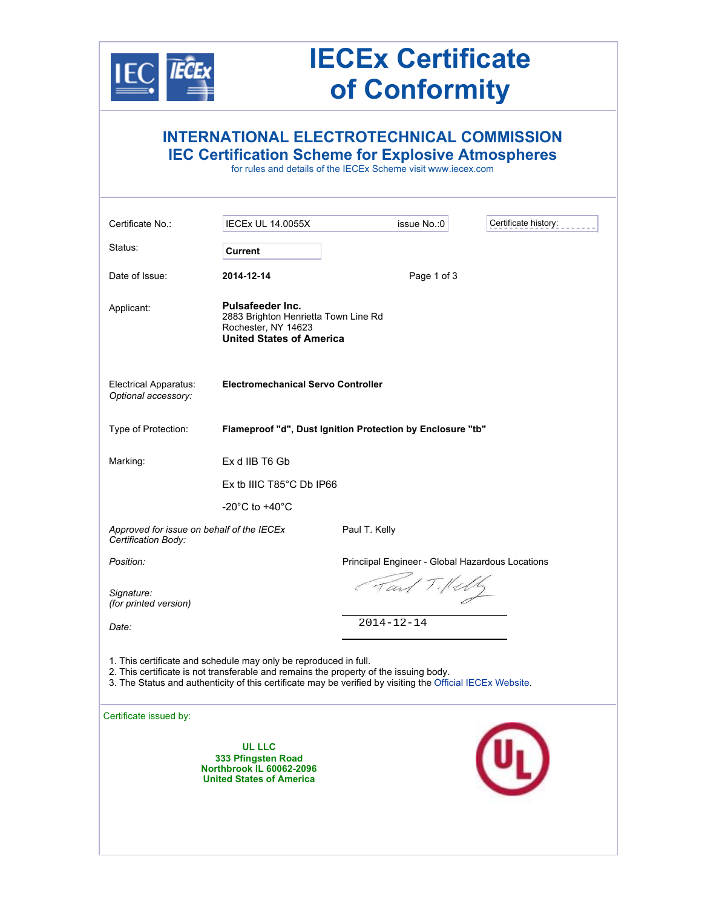# IECEx Certificate of Conformity

## INTERNATIONAL ELECTROTECHNICAL COMMISSION
## IEC Certification Scheme for Explosive Atmospheres

for rules and details of the IECEx Scheme visit www.iecex.com

| | | | |
|---|---|---|---|
| Certificate No.: | IECEx UL 14.0055X | issue No.:0 | Certificate history: |
| Status: | **Current** | | |
| Date of Issue: | **2014-12-14** | Page 1 of 3 | |

Applicant: **Pulsafeeder Inc.**
2883 Brighton Henrietta Town Line Rd
Rochester, NY 14623
**United States of America**

Electrical Apparatus: **Electromechanical Servo Controller**
*Optional accessory:*

Type of Protection: **Flameproof "d", Dust Ignition Protection by Enclosure "tb"**

Marking:
Ex d IIB T6 Gb

Ex tb IIIC T85°C Db IP66

-20°C to +40°C

*Approved for issue on behalf of the IECEx Certification Body:* Paul T. Kelly

*Position:* Princiipal Engineer - Global Hazardous Locations

*Signature:*
*(for printed version)*

*Date:* 2014-12-14

1. This certificate and schedule may only be reproduced in full.
2. This certificate is not transferable and remains the property of the issuing body.
3. The Status and authenticity of this certificate may be verified by visiting the Official IECEx Website.

Certificate issued by:

**UL LLC**
**333 Pfingsten Road**
**Northbrook IL 60062-2096**
**United States of America**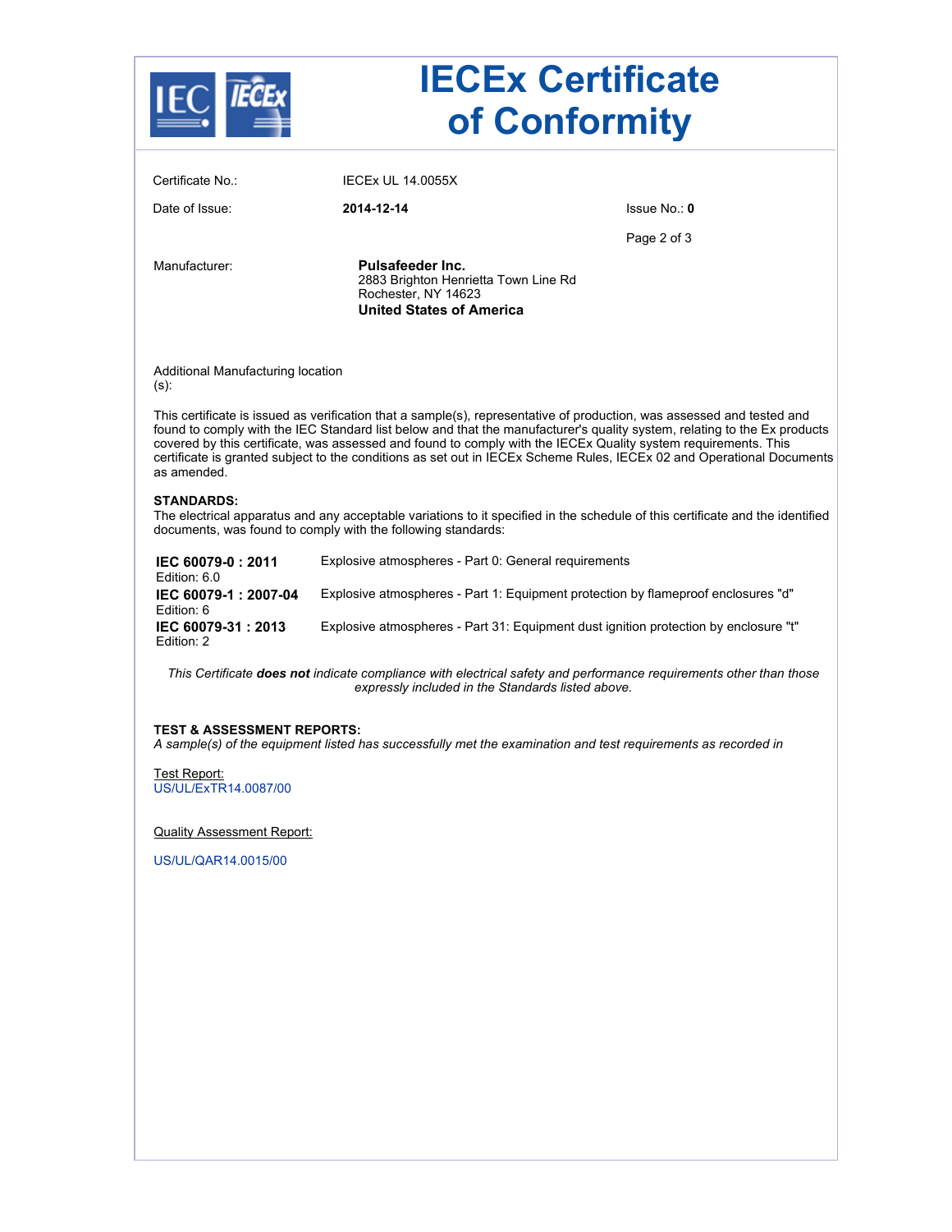# IECEx Certificate of Conformity

Certificate No.: IECEx UL 14.0055X

Date of Issue: **2014-12-14**

Issue No.: **0**

Manufacturer: **Pulsafeeder Inc.**
2883 Brighton Henrietta Town Line Rd
Rochester, NY 14623
**United States of America**

Additional Manufacturing location (s):

This certificate is issued as verification that a sample(s), representative of production, was assessed and tested and found to comply with the IEC Standard list below and that the manufacturer's quality system, relating to the Ex products covered by this certificate, was assessed and found to comply with the IECEx Quality system requirements. This certificate is granted subject to the conditions as set out in IECEx Scheme Rules, IECEx 02 and Operational Documents as amended.

**STANDARDS:**
The electrical apparatus and any acceptable variations to it specified in the schedule of this certificate and the identified documents, was found to comply with the following standards:

| Standard | Title |
|---|---|
| **IEC 60079-0 : 2011** Edition: 6.0 | Explosive atmospheres - Part 0: General requirements |
| **IEC 60079-1 : 2007-04** Edition: 6 | Explosive atmospheres - Part 1: Equipment protection by flameproof enclosures "d" |
| **IEC 60079-31 : 2013** Edition: 2 | Explosive atmospheres - Part 31: Equipment dust ignition protection by enclosure "t" |

*This Certificate* ***does not*** *indicate compliance with electrical safety and performance requirements other than those expressly included in the Standards listed above.*

**TEST & ASSESSMENT REPORTS:**
*A sample(s) of the equipment listed has successfully met the examination and test requirements as recorded in*

Test Report:
US/UL/ExTR14.0087/00

Quality Assessment Report:

US/UL/QAR14.0015/00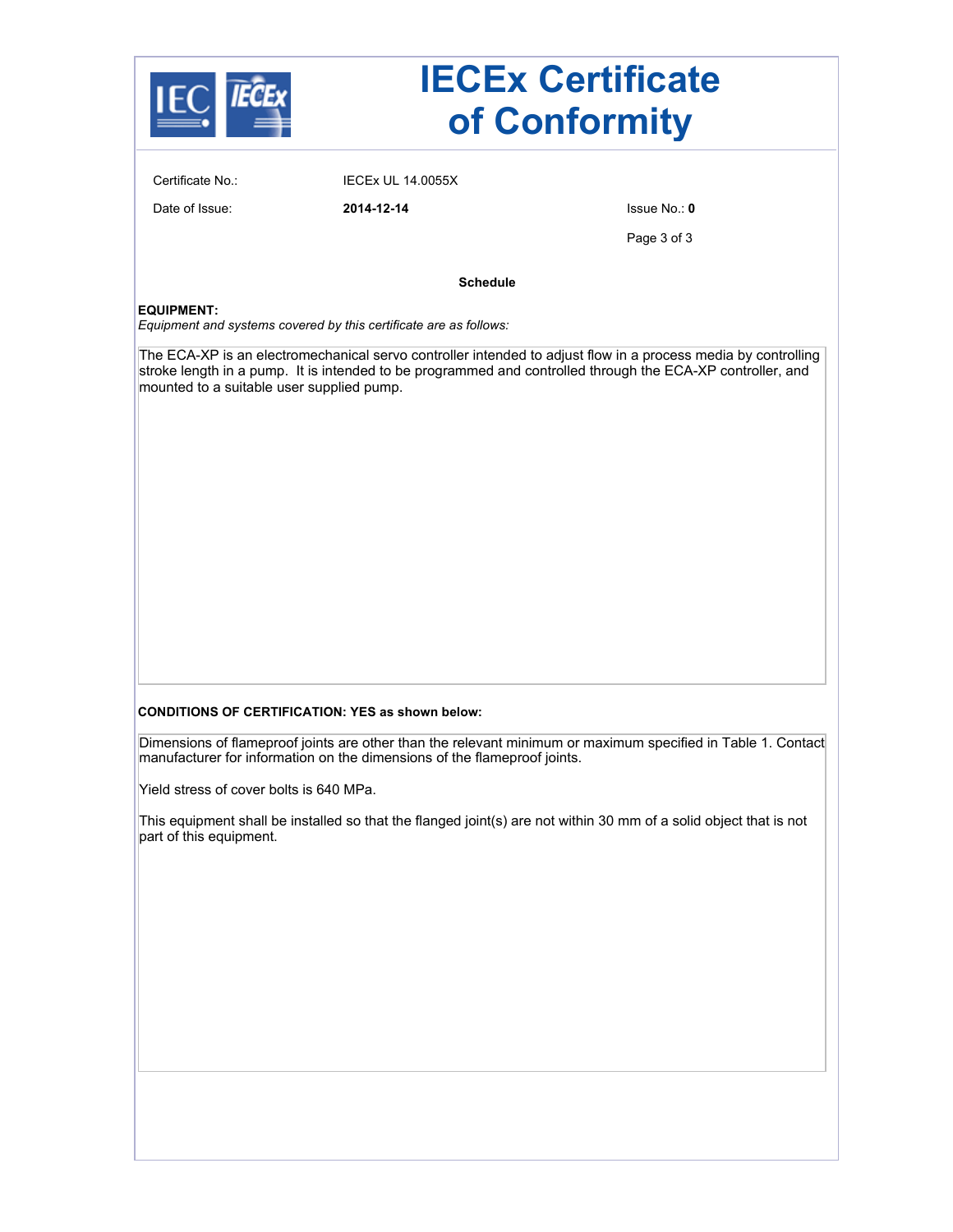# IECEx Certificate of Conformity

Certificate No.: IECEx UL 14.0055X

Date of Issue: **2014-12-14**

Issue No.: **0**

**Schedule**

**EQUIPMENT:**

*Equipment and systems covered by this certificate are as follows:*

The ECA-XP is an electromechanical servo controller intended to adjust flow in a process media by controlling stroke length in a pump. It is intended to be programmed and controlled through the ECA-XP controller, and mounted to a suitable user supplied pump.

**CONDITIONS OF CERTIFICATION: YES as shown below:**

Dimensions of flameproof joints are other than the relevant minimum or maximum specified in Table 1. Contact manufacturer for information on the dimensions of the flameproof joints.

Yield stress of cover bolts is 640 MPa.

This equipment shall be installed so that the flanged joint(s) are not within 30 mm of a solid object that is not part of this equipment.